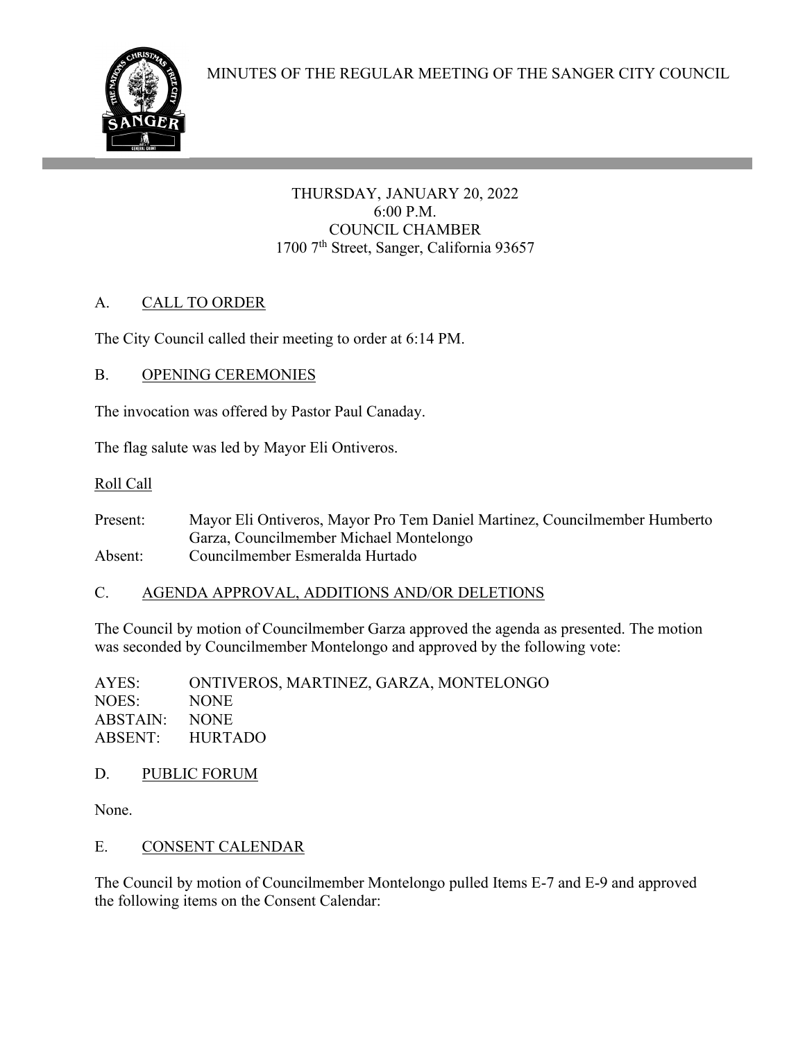# MINUTES OF THE REGULAR MEETING OF THE SANGER CITY COUNCIL

THURSDAY, JANUARY 20, 2022
6:00 P.M.
COUNCIL CHAMBER
1700 7th Street, Sanger, California 93657

## A. CALL TO ORDER

The City Council called their meeting to order at 6:14 PM.

## B. OPENING CEREMONIES

The invocation was offered by Pastor Paul Canaday.

The flag salute was led by Mayor Eli Ontiveros.

Roll Call

Present: Mayor Eli Ontiveros, Mayor Pro Tem Daniel Martinez, Councilmember Humberto Garza, Councilmember Michael Montelongo
Absent: Councilmember Esmeralda Hurtado

## C. AGENDA APPROVAL, ADDITIONS AND/OR DELETIONS

The Council by motion of Councilmember Garza approved the agenda as presented. The motion was seconded by Councilmember Montelongo and approved by the following vote:

AYES: ONTIVEROS, MARTINEZ, GARZA, MONTELONGO
NOES: NONE
ABSTAIN: NONE
ABSENT: HURTADO

## D. PUBLIC FORUM

None.

## E. CONSENT CALENDAR

The Council by motion of Councilmember Montelongo pulled Items E-7 and E-9 and approved the following items on the Consent Calendar: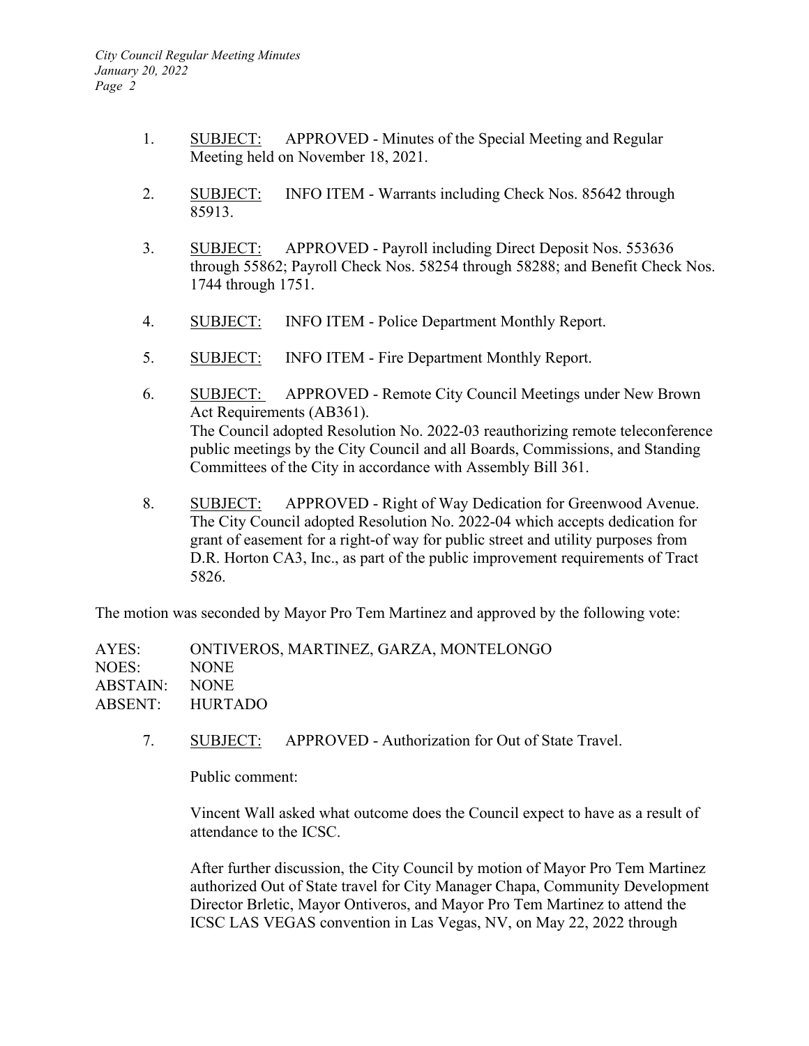1. SUBJECT: APPROVED - Minutes of the Special Meeting and Regular Meeting held on November 18, 2021.

2. SUBJECT: INFO ITEM - Warrants including Check Nos. 85642 through 85913.

3. SUBJECT: APPROVED - Payroll including Direct Deposit Nos. 553636 through 55862; Payroll Check Nos. 58254 through 58288; and Benefit Check Nos. 1744 through 1751.

4. SUBJECT: INFO ITEM - Police Department Monthly Report.

5. SUBJECT: INFO ITEM - Fire Department Monthly Report.

6. SUBJECT: APPROVED - Remote City Council Meetings under New Brown Act Requirements (AB361).
   The Council adopted Resolution No. 2022-03 reauthorizing remote teleconference public meetings by the City Council and all Boards, Commissions, and Standing Committees of the City in accordance with Assembly Bill 361.

8. SUBJECT: APPROVED - Right of Way Dedication for Greenwood Avenue.
   The City Council adopted Resolution No. 2022-04 which accepts dedication for grant of easement for a right-of way for public street and utility purposes from D.R. Horton CA3, Inc., as part of the public improvement requirements of Tract 5826.

The motion was seconded by Mayor Pro Tem Martinez and approved by the following vote:

AYES: ONTIVEROS, MARTINEZ, GARZA, MONTELONGO
NOES: NONE
ABSTAIN: NONE
ABSENT: HURTADO

7. SUBJECT: APPROVED - Authorization for Out of State Travel.

   Public comment:

   Vincent Wall asked what outcome does the Council expect to have as a result of attendance to the ICSC.

   After further discussion, the City Council by motion of Mayor Pro Tem Martinez authorized Out of State travel for City Manager Chapa, Community Development Director Brletic, Mayor Ontiveros, and Mayor Pro Tem Martinez to attend the ICSC LAS VEGAS convention in Las Vegas, NV, on May 22, 2022 through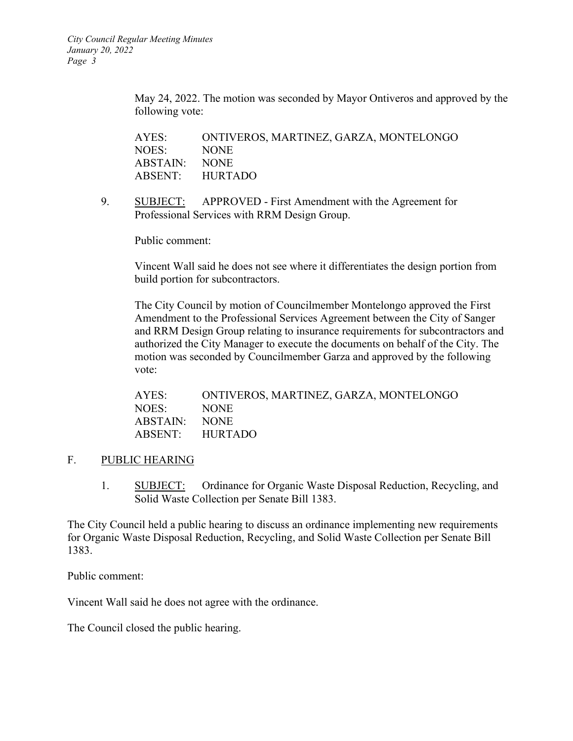May 24, 2022. The motion was seconded by Mayor Ontiveros and approved by the following vote:

AYES: ONTIVEROS, MARTINEZ, GARZA, MONTELONGO
NOES: NONE
ABSTAIN: NONE
ABSENT: HURTADO

9. SUBJECT: APPROVED - First Amendment with the Agreement for Professional Services with RRM Design Group.

   Public comment:

   Vincent Wall said he does not see where it differentiates the design portion from build portion for subcontractors.

   The City Council by motion of Councilmember Montelongo approved the First Amendment to the Professional Services Agreement between the City of Sanger and RRM Design Group relating to insurance requirements for subcontractors and authorized the City Manager to execute the documents on behalf of the City. The motion was seconded by Councilmember Garza and approved by the following vote:

   AYES: ONTIVEROS, MARTINEZ, GARZA, MONTELONGO
   NOES: NONE
   ABSTAIN: NONE
   ABSENT: HURTADO

## F. PUBLIC HEARING

1. SUBJECT: Ordinance for Organic Waste Disposal Reduction, Recycling, and Solid Waste Collection per Senate Bill 1383.

The City Council held a public hearing to discuss an ordinance implementing new requirements for Organic Waste Disposal Reduction, Recycling, and Solid Waste Collection per Senate Bill 1383.

Public comment:

Vincent Wall said he does not agree with the ordinance.

The Council closed the public hearing.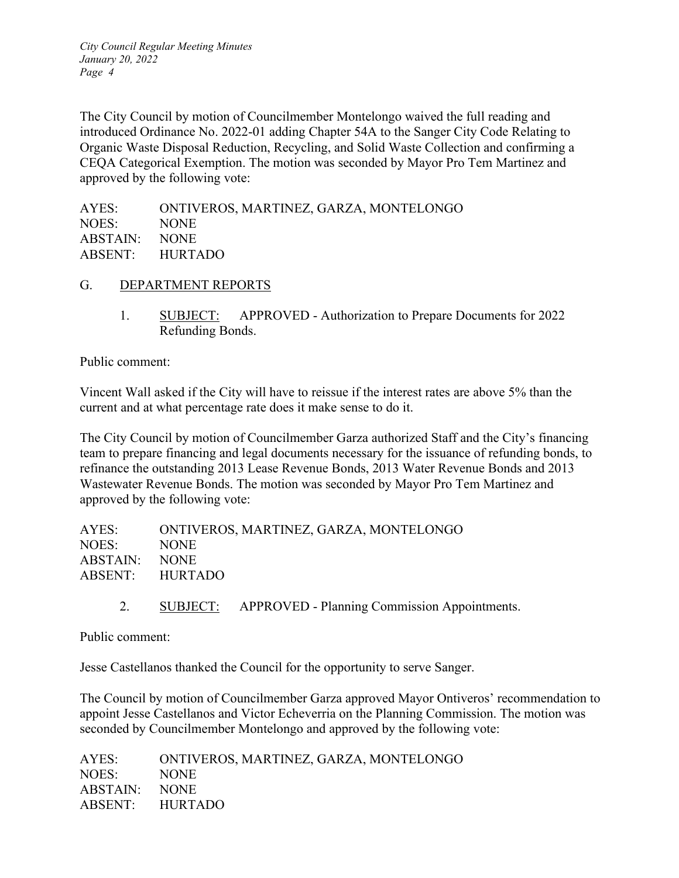The City Council by motion of Councilmember Montelongo waived the full reading and introduced Ordinance No. 2022-01 adding Chapter 54A to the Sanger City Code Relating to Organic Waste Disposal Reduction, Recycling, and Solid Waste Collection and confirming a CEQA Categorical Exemption. The motion was seconded by Mayor Pro Tem Martinez and approved by the following vote:

AYES: ONTIVEROS, MARTINEZ, GARZA, MONTELONGO
NOES: NONE
ABSTAIN: NONE
ABSENT: HURTADO

G. DEPARTMENT REPORTS

1. SUBJECT: APPROVED - Authorization to Prepare Documents for 2022 Refunding Bonds.

Public comment:

Vincent Wall asked if the City will have to reissue if the interest rates are above 5% than the current and at what percentage rate does it make sense to do it.

The City Council by motion of Councilmember Garza authorized Staff and the City's financing team to prepare financing and legal documents necessary for the issuance of refunding bonds, to refinance the outstanding 2013 Lease Revenue Bonds, 2013 Water Revenue Bonds and 2013 Wastewater Revenue Bonds. The motion was seconded by Mayor Pro Tem Martinez and approved by the following vote:

AYES: ONTIVEROS, MARTINEZ, GARZA, MONTELONGO
NOES: NONE
ABSTAIN: NONE
ABSENT: HURTADO

2. SUBJECT: APPROVED - Planning Commission Appointments.

Public comment:

Jesse Castellanos thanked the Council for the opportunity to serve Sanger.

The Council by motion of Councilmember Garza approved Mayor Ontiveros' recommendation to appoint Jesse Castellanos and Victor Echeverria on the Planning Commission. The motion was seconded by Councilmember Montelongo and approved by the following vote:

AYES: ONTIVEROS, MARTINEZ, GARZA, MONTELONGO
NOES: NONE
ABSTAIN: NONE
ABSENT: HURTADO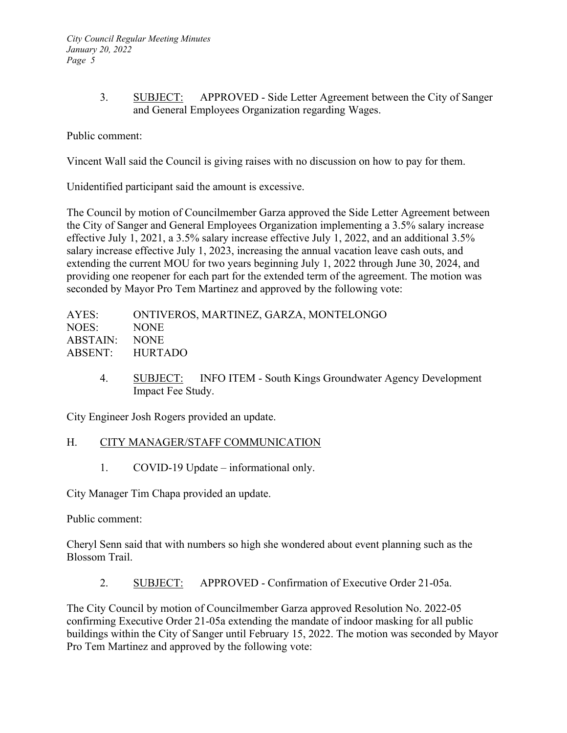3. <u>SUBJECT:</u> APPROVED - Side Letter Agreement between the City of Sanger and General Employees Organization regarding Wages.

Public comment:

Vincent Wall said the Council is giving raises with no discussion on how to pay for them.

Unidentified participant said the amount is excessive.

The Council by motion of Councilmember Garza approved the Side Letter Agreement between the City of Sanger and General Employees Organization implementing a 3.5% salary increase effective July 1, 2021, a 3.5% salary increase effective July 1, 2022, and an additional 3.5% salary increase effective July 1, 2023, increasing the annual vacation leave cash outs, and extending the current MOU for two years beginning July 1, 2022 through June 30, 2024, and providing one reopener for each part for the extended term of the agreement. The motion was seconded by Mayor Pro Tem Martinez and approved by the following vote:

AYES: ONTIVEROS, MARTINEZ, GARZA, MONTELONGO
NOES: NONE
ABSTAIN: NONE
ABSENT: HURTADO

4. <u>SUBJECT:</u> INFO ITEM - South Kings Groundwater Agency Development Impact Fee Study.

City Engineer Josh Rogers provided an update.

## H. <u>CITY MANAGER/STAFF COMMUNICATION</u>

1. COVID-19 Update – informational only.

City Manager Tim Chapa provided an update.

Public comment:

Cheryl Senn said that with numbers so high she wondered about event planning such as the Blossom Trail.

2. <u>SUBJECT:</u> APPROVED - Confirmation of Executive Order 21-05a.

The City Council by motion of Councilmember Garza approved Resolution No. 2022-05 confirming Executive Order 21-05a extending the mandate of indoor masking for all public buildings within the City of Sanger until February 15, 2022. The motion was seconded by Mayor Pro Tem Martinez and approved by the following vote: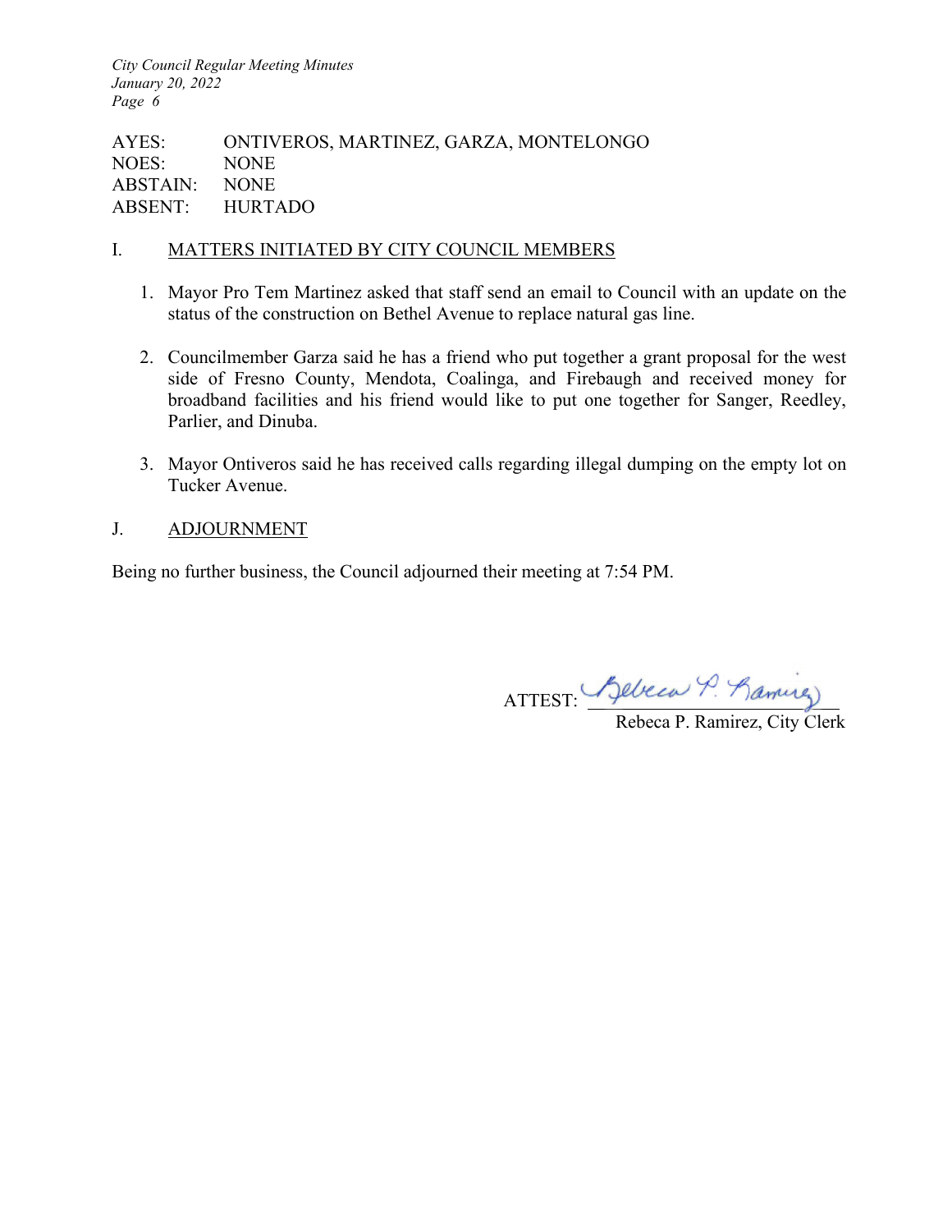| | |
|---|---|
| AYES: | ONTIVEROS, MARTINEZ, GARZA, MONTELONGO |
| NOES: | NONE |
| ABSTAIN: | NONE |
| ABSENT: | HURTADO |

## I. MATTERS INITIATED BY CITY COUNCIL MEMBERS

1. Mayor Pro Tem Martinez asked that staff send an email to Council with an update on the status of the construction on Bethel Avenue to replace natural gas line.

2. Councilmember Garza said he has a friend who put together a grant proposal for the west side of Fresno County, Mendota, Coalinga, and Firebaugh and received money for broadband facilities and his friend would like to put one together for Sanger, Reedley, Parlier, and Dinuba.

3. Mayor Ontiveros said he has received calls regarding illegal dumping on the empty lot on Tucker Avenue.

## J. ADJOURNMENT

Being no further business, the Council adjourned their meeting at 7:54 PM.

ATTEST: Rebeca P. Ramirez

Rebeca P. Ramirez, City Clerk